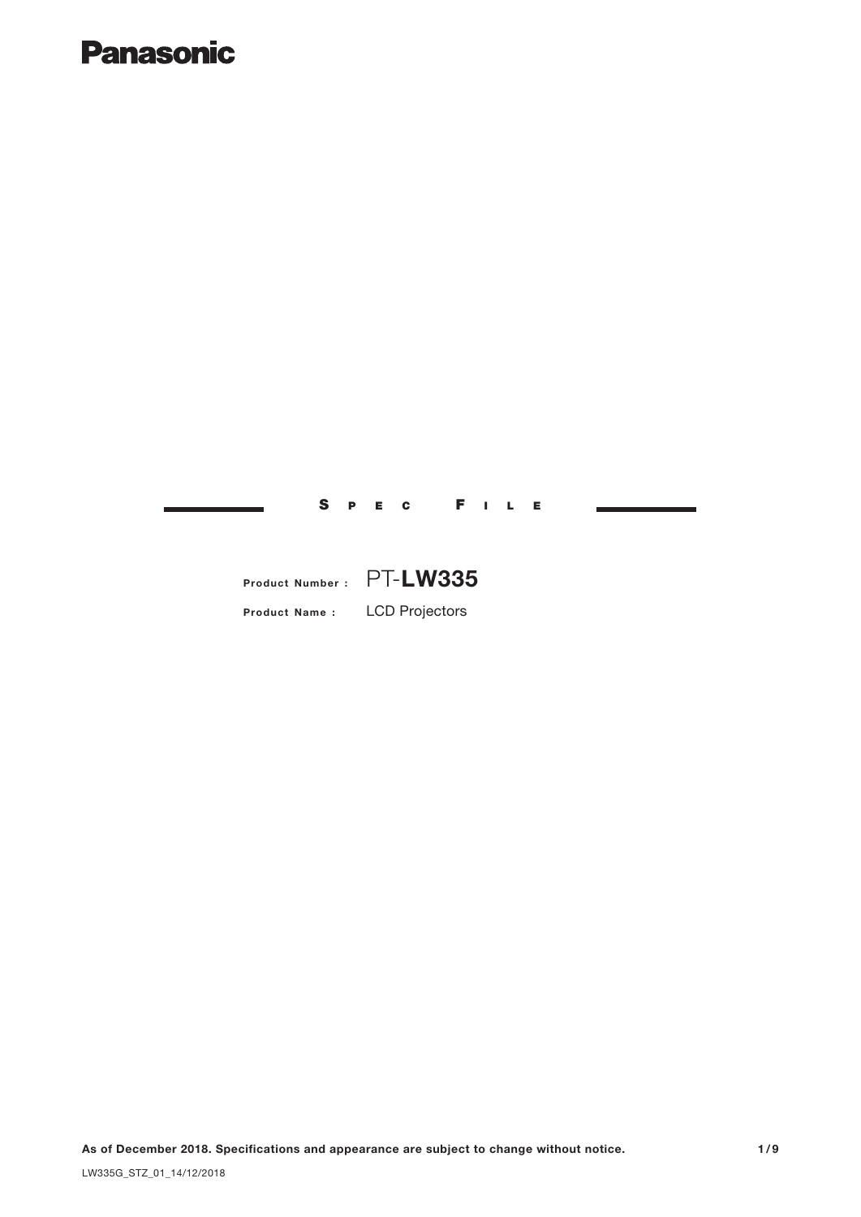Panasonic

# SPEC FILE

**Product Number :** PT-**LW335**

**Product Name :** LCD Projectors

**As of December 2018. Specifications and appearance are subject to change without notice.**

LW335G_STZ_01_14/12/2018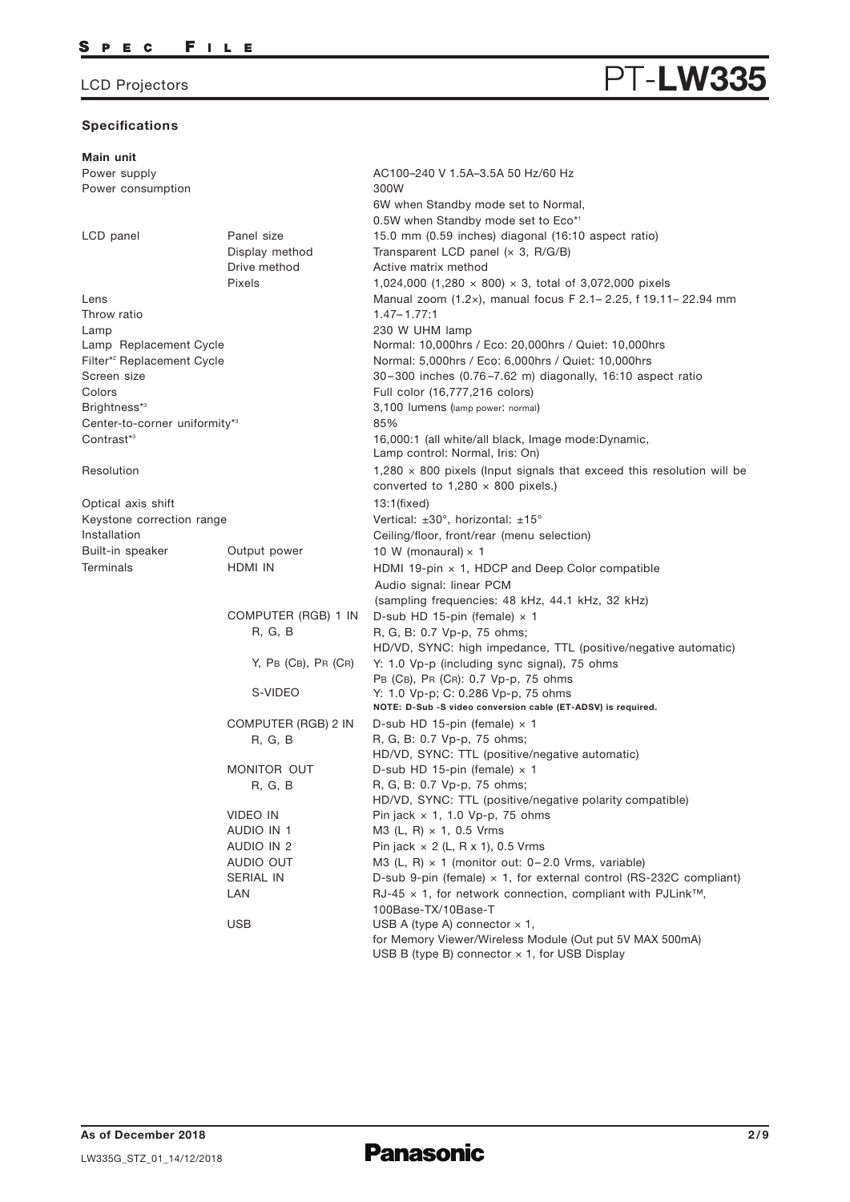# PT-LW335

LCD Projectors

## Specifications

**Main unit**

| | | |
|---|---|---|
| Power supply | | AC100–240 V 1.5A–3.5A 50 Hz/60 Hz |
| Power consumption | | 300W<br>6W when Standby mode set to Normal,<br>0.5W when Standby mode set to Eco*1 |
| LCD panel | Panel size | 15.0 mm (0.59 inches) diagonal (16:10 aspect ratio) |
| | Display method | Transparent LCD panel (× 3, R/G/B) |
| | Drive method | Active matrix method |
| | Pixels | 1,024,000 (1,280 × 800) × 3, total of 3,072,000 pixels |
| Lens | | Manual zoom (1.2×), manual focus F 2.1– 2.25, f 19.11– 22.94 mm |
| Throw ratio | | 1.47–1.77:1 |
| Lamp | | 230 W UHM lamp |
| Lamp Replacement Cycle | | Normal: 10,000hrs / Eco: 20,000hrs / Quiet: 10,000hrs |
| Filter*2 Replacement Cycle | | Normal: 5,000hrs / Eco: 6,000hrs / Quiet: 10,000hrs |
| Screen size | | 30–300 inches (0.76–7.62 m) diagonally, 16:10 aspect ratio |
| Colors | | Full color (16,777,216 colors) |
| Brightness*3 | | 3,100 lumens (lamp power: normal) |
| Center-to-corner uniformity*3 | | 85% |
| Contrast*3 | | 16,000:1 (all white/all black, Image mode:Dynamic, Lamp control: Normal, Iris: On) |
| Resolution | | 1,280 × 800 pixels (Input signals that exceed this resolution will be converted to 1,280 × 800 pixels.) |
| Optical axis shift | | 13:1(fixed) |
| Keystone correction range | | Vertical: ±30°, horizontal: ±15° |
| Installation | | Ceiling/floor, front/rear (menu selection) |
| Built-in speaker | Output power | 10 W (monaural) × 1 |
| Terminals | HDMI IN | HDMI 19-pin × 1, HDCP and Deep Color compatible<br>Audio signal: linear PCM<br>(sampling frequencies: 48 kHz, 44.1 kHz, 32 kHz) |
| | COMPUTER (RGB) 1 IN | D-sub HD 15-pin (female) × 1 |
| | R, G, B | R, G, B: 0.7 Vp-p, 75 ohms;<br>HD/VD, SYNC: high impedance, TTL (positive/negative automatic) |
| | Y, PB (CB), PR (CR) | Y: 1.0 Vp-p (including sync signal), 75 ohms<br>PB (CB), PR (CR): 0.7 Vp-p, 75 ohms |
| | S-VIDEO | Y: 1.0 Vp-p; C: 0.286 Vp-p, 75 ohms<br>**NOTE: D-Sub -S video conversion cable (ET-ADSV) is required.** |
| | COMPUTER (RGB) 2 IN | D-sub HD 15-pin (female) × 1 |
| | R, G, B | R, G, B: 0.7 Vp-p, 75 ohms;<br>HD/VD, SYNC: TTL (positive/negative automatic) |
| | MONITOR OUT | D-sub HD 15-pin (female) × 1 |
| | R, G, B | R, G, B: 0.7 Vp-p, 75 ohms;<br>HD/VD, SYNC: TTL (positive/negative polarity compatible) |
| | VIDEO IN | Pin jack × 1, 1.0 Vp-p, 75 ohms |
| | AUDIO IN 1 | M3 (L, R) × 1, 0.5 Vrms |
| | AUDIO IN 2 | Pin jack × 2 (L, R x 1), 0.5 Vrms |
| | AUDIO OUT | M3 (L, R) × 1 (monitor out: 0–2.0 Vrms, variable) |
| | SERIAL IN | D-sub 9-pin (female) × 1, for external control (RS-232C compliant) |
| | LAN | RJ-45 × 1, for network connection, compliant with PJLink™, 100Base-TX/10Base-T |
| | USB | USB A (type A) connector × 1,<br>for Memory Viewer/Wireless Module (Out put 5V MAX 500mA)<br>USB B (type B) connector × 1, for USB Display |

**As of December 2018**

LW335G_STZ_01_14/12/2018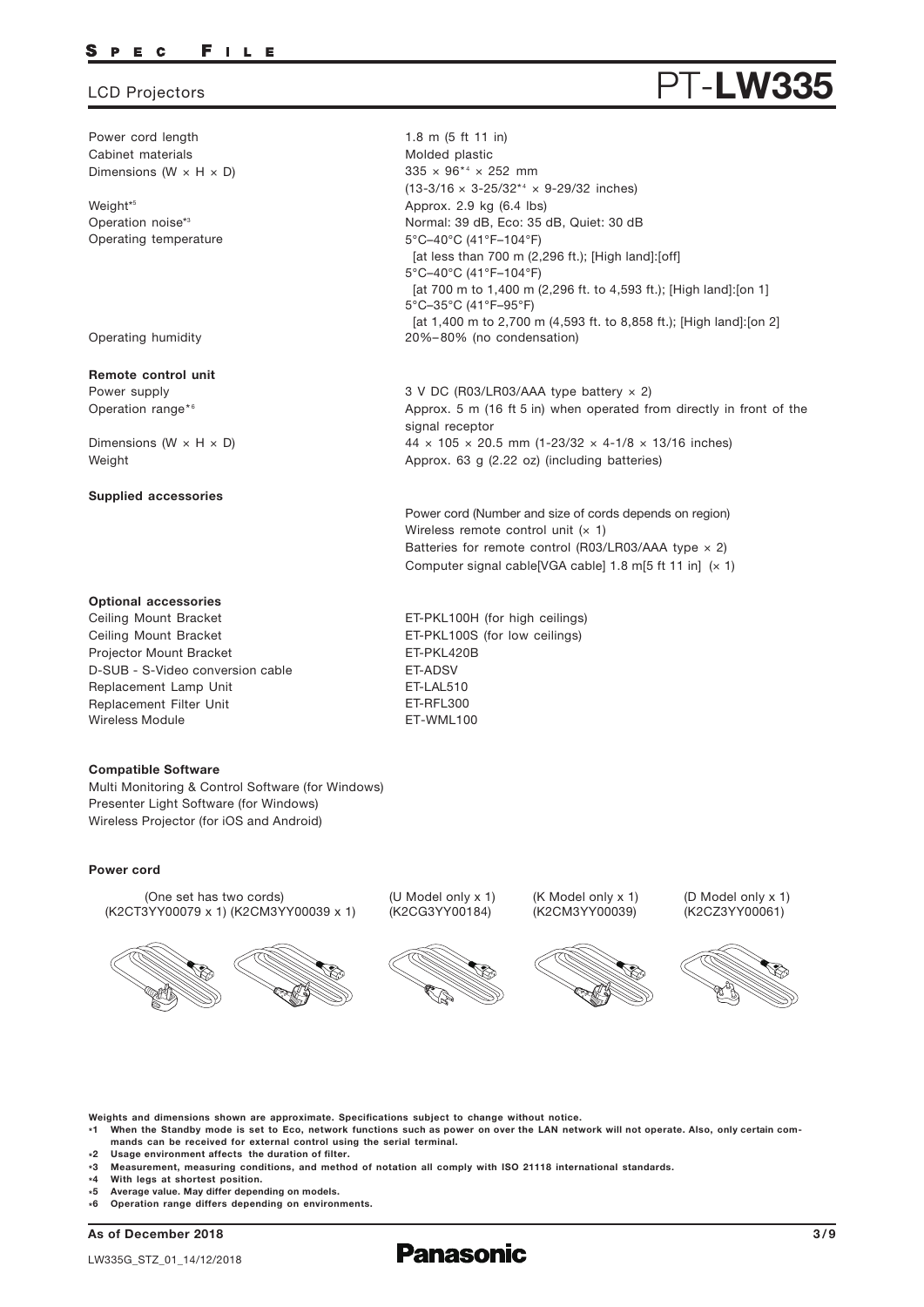# LCD Projectors PT-LW335

| | |
|---|---|
| Power cord length | 1.8 m (5 ft 11 in) |
| Cabinet materials | Molded plastic |
| Dimensions (W × H × D) | 335 × 96*4 × 252 mm<br>(13-3/16 × 3-25/32*4 × 9-29/32 inches) |
| Weight*5 | Approx. 2.9 kg (6.4 lbs) |
| Operation noise*3 | Normal: 39 dB, Eco: 35 dB, Quiet: 30 dB |
| Operating temperature | 5°C–40°C (41°F–104°F)<br>[at less than 700 m (2,296 ft.); [High land]:[off]<br>5°C–40°C (41°F–104°F)<br>[at 700 m to 1,400 m (2,296 ft. to 4,593 ft.); [High land]:[on 1]<br>5°C–35°C (41°F–95°F)<br>[at 1,400 m to 2,700 m (4,593 ft. to 8,858 ft.); [High land]:[on 2] |
| Operating humidity | 20%–80% (no condensation) |

**Remote control unit**

| | |
|---|---|
| Power supply | 3 V DC (R03/LR03/AAA type battery × 2) |
| Operation range*6 | Approx. 5 m (16 ft 5 in) when operated from directly in front of the signal receptor |
| Dimensions (W × H × D) | 44 × 105 × 20.5 mm (1-23/32 × 4-1/8 × 13/16 inches) |
| Weight | Approx. 63 g (2.22 oz) (including batteries) |

**Supplied accessories**

Power cord (Number and size of cords depends on region)
Wireless remote control unit (× 1)
Batteries for remote control (R03/LR03/AAA type × 2)
Computer signal cable[VGA cable] 1.8 m[5 ft 11 in] (× 1)

**Optional accessories**

| | |
|---|---|
| Ceiling Mount Bracket | ET-PKL100H (for high ceilings) |
| Ceiling Mount Bracket | ET-PKL100S (for low ceilings) |
| Projector Mount Bracket | ET-PKL420B |
| D-SUB - S-Video conversion cable | ET-ADSV |
| Replacement Lamp Unit | ET-LAL510 |
| Replacement Filter Unit | ET-RFL300 |
| Wireless Module | ET-WML100 |

**Compatible Software**

Multi Monitoring & Control Software (for Windows)
Presenter Light Software (for Windows)
Wireless Projector (for iOS and Android)

**Power cord**

| (One set has two cords) (K2CT3YY00079 x 1) (K2CM3YY00039 x 1) | (U Model only x 1) (K2CG3YY00184) | (K Model only x 1) (K2CM3YY00039) | (D Model only x 1) (K2CZ3YY00061) |
|---|---|---|---|

**Weights and dimensions shown are approximate. Specifications subject to change without notice.**

**\*1 When the Standby mode is set to Eco, network functions such as power on over the LAN network will not operate. Also, only certain commands can be received for external control using the serial terminal.**
**\*2 Usage environment affects the duration of filter.**
**\*3 Measurement, measuring conditions, and method of notation all comply with ISO 21118 international standards.**
**\*4 With legs at shortest position.**
**\*5 Average value. May differ depending on models.**
**\*6 Operation range differs depending on environments.**

**As of December 2018**

LW335G_STZ_01_14/12/2018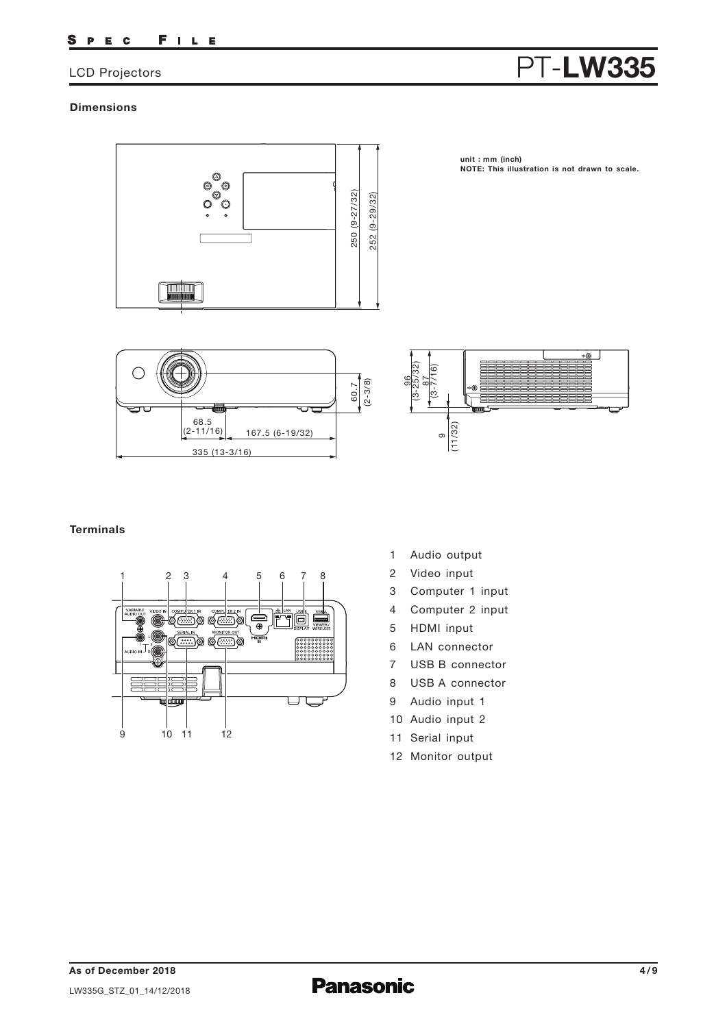# PT-LW335

LCD Projectors

## Dimensions

unit : mm (inch)
**NOTE: This illustration is not drawn to scale.**

250 (9-27/32)
252 (9-29/32)

60.7 (2-3/8)
68.5 (2-11/16)
167.5 (6-19/32)
335 (13-3/16)

96 (3-25/32)
87 (3-7/16)
9 (11/32)

## Terminals

1. Audio output
2. Video input
3. Computer 1 input
4. Computer 2 input
5. HDMI input
6. LAN connector
7. USB B connector
8. USB A connector
9. Audio input 1
10. Audio input 2
11. Serial input
12. Monitor output

As of December 2018

LW335G_STZ_01_14/12/2018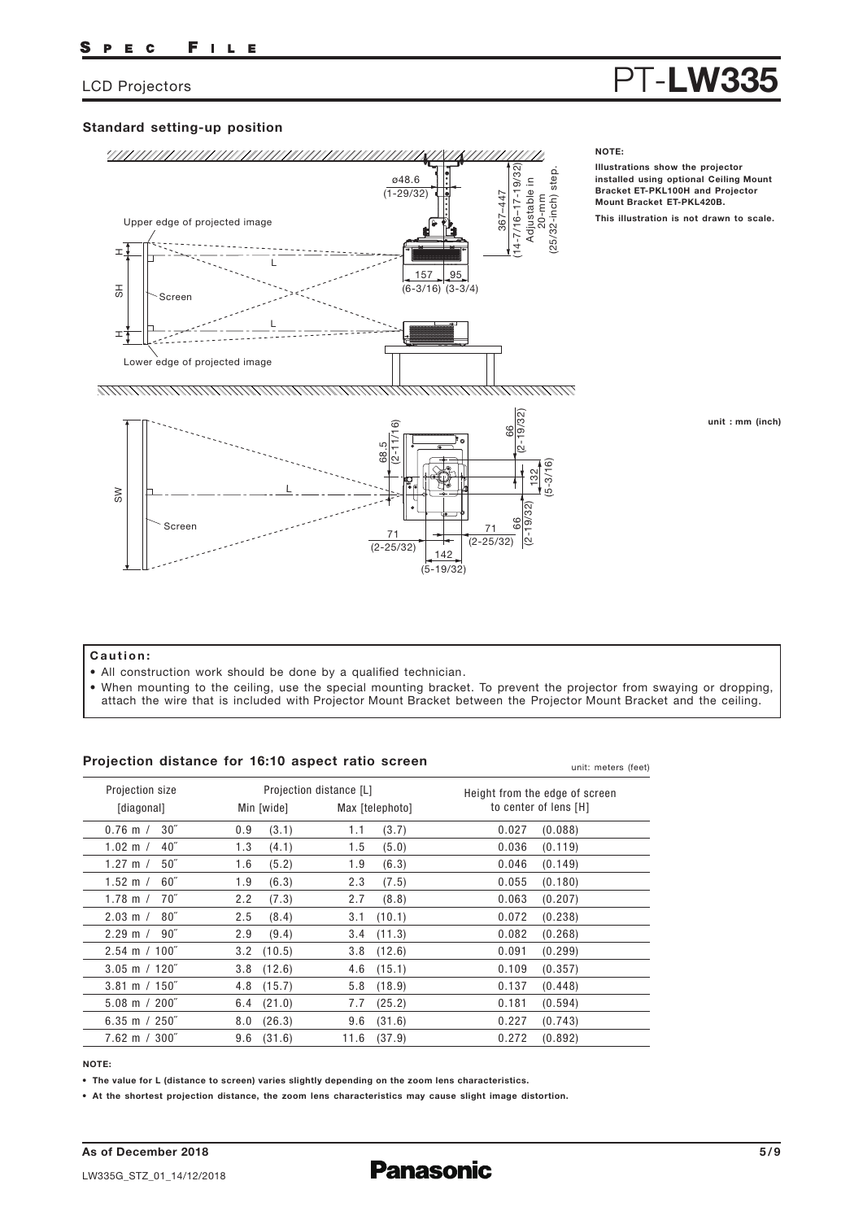## Standard setting-up position

**NOTE:**

**Illustrations show the projector installed using optional Ceiling Mount Bracket ET-PKL100H and Projector Mount Bracket ET-PKL420B.**

**This illustration is not drawn to scale.**

unit : mm (inch)

### Caution:

- All construction work should be done by a qualified technician.
- When mounting to the ceiling, use the special mounting bracket. To prevent the projector from swaying or dropping, attach the wire that is included with Projector Mount Bracket between the Projector Mount Bracket and the ceiling.

## Projection distance for 16:10 aspect ratio screen

unit: meters (feet)

| Projection size [diagonal] | Projection distance [L] Min [wide] | Projection distance [L] Max [telephoto] | Height from the edge of screen to center of lens [H] |
|---|---|---|---|
| 0.76 m / 30″ | 0.9 (3.1) | 1.1 (3.7) | 0.027 (0.088) |
| 1.02 m / 40″ | 1.3 (4.1) | 1.5 (5.0) | 0.036 (0.119) |
| 1.27 m / 50″ | 1.6 (5.2) | 1.9 (6.3) | 0.046 (0.149) |
| 1.52 m / 60″ | 1.9 (6.3) | 2.3 (7.5) | 0.055 (0.180) |
| 1.78 m / 70″ | 2.2 (7.3) | 2.7 (8.8) | 0.063 (0.207) |
| 2.03 m / 80″ | 2.5 (8.4) | 3.1 (10.1) | 0.072 (0.238) |
| 2.29 m / 90″ | 2.9 (9.4) | 3.4 (11.3) | 0.082 (0.268) |
| 2.54 m / 100″ | 3.2 (10.5) | 3.8 (12.6) | 0.091 (0.299) |
| 3.05 m / 120″ | 3.8 (12.6) | 4.6 (15.1) | 0.109 (0.357) |
| 3.81 m / 150″ | 4.8 (15.7) | 5.8 (18.9) | 0.137 (0.448) |
| 5.08 m / 200″ | 6.4 (21.0) | 7.7 (25.2) | 0.181 (0.594) |
| 6.35 m / 250″ | 8.0 (26.3) | 9.6 (31.6) | 0.227 (0.743) |
| 7.62 m / 300″ | 9.6 (31.6) | 11.6 (37.9) | 0.272 (0.892) |

**NOTE:**

- **The value for L (distance to screen) varies slightly depending on the zoom lens characteristics.**
- **At the shortest projection distance, the zoom lens characteristics may cause slight image distortion.**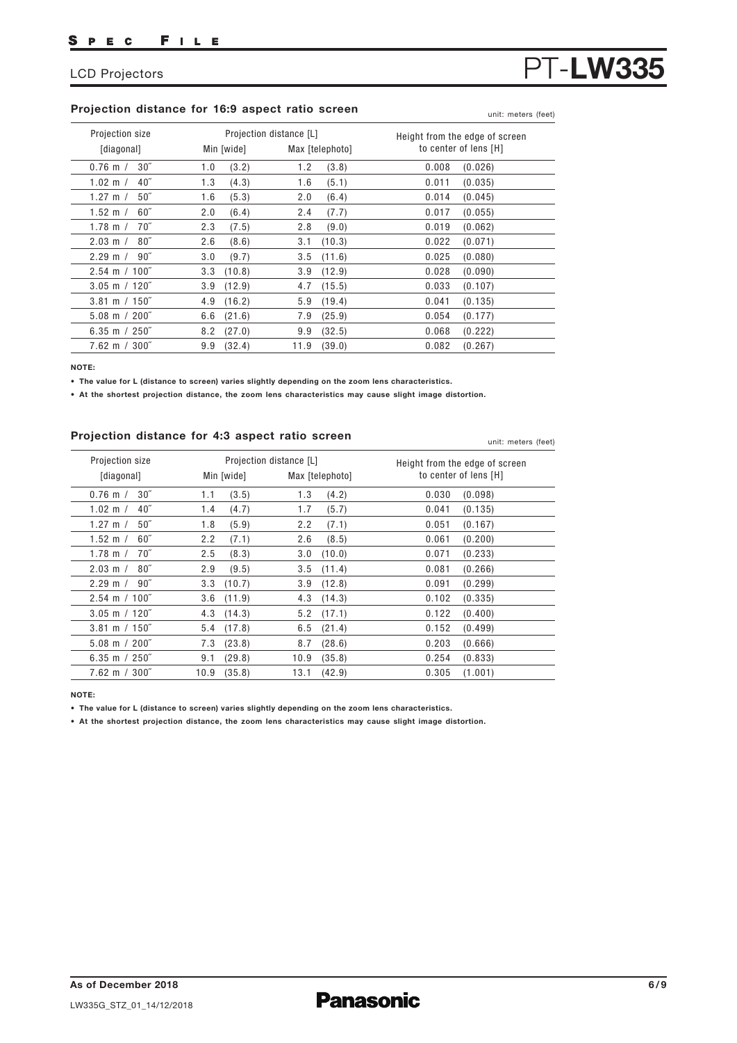## Projection distance for 16:9 aspect ratio screen

unit: meters (feet)

| Projection size [diagonal] | Projection distance [L] Min [wide] | Projection distance [L] Max [telephoto] | Height from the edge of screen to center of lens [H] |
|---|---|---|---|
| 0.76 m / 30″ | 1.0 (3.2) | 1.2 (3.8) | 0.008 (0.026) |
| 1.02 m / 40″ | 1.3 (4.3) | 1.6 (5.1) | 0.011 (0.035) |
| 1.27 m / 50″ | 1.6 (5.3) | 2.0 (6.4) | 0.014 (0.045) |
| 1.52 m / 60″ | 2.0 (6.4) | 2.4 (7.7) | 0.017 (0.055) |
| 1.78 m / 70″ | 2.3 (7.5) | 2.8 (9.0) | 0.019 (0.062) |
| 2.03 m / 80″ | 2.6 (8.6) | 3.1 (10.3) | 0.022 (0.071) |
| 2.29 m / 90″ | 3.0 (9.7) | 3.5 (11.6) | 0.025 (0.080) |
| 2.54 m / 100″ | 3.3 (10.8) | 3.9 (12.9) | 0.028 (0.090) |
| 3.05 m / 120″ | 3.9 (12.9) | 4.7 (15.5) | 0.033 (0.107) |
| 3.81 m / 150″ | 4.9 (16.2) | 5.9 (19.4) | 0.041 (0.135) |
| 5.08 m / 200″ | 6.6 (21.6) | 7.9 (25.9) | 0.054 (0.177) |
| 6.35 m / 250″ | 8.2 (27.0) | 9.9 (32.5) | 0.068 (0.222) |
| 7.62 m / 300″ | 9.9 (32.4) | 11.9 (39.0) | 0.082 (0.267) |

**NOTE:**

- **The value for L (distance to screen) varies slightly depending on the zoom lens characteristics.**
- **At the shortest projection distance, the zoom lens characteristics may cause slight image distortion.**

## Projection distance for 4:3 aspect ratio screen

unit: meters (feet)

| Projection size [diagonal] | Projection distance [L] Min [wide] | Projection distance [L] Max [telephoto] | Height from the edge of screen to center of lens [H] |
|---|---|---|---|
| 0.76 m / 30″ | 1.1 (3.5) | 1.3 (4.2) | 0.030 (0.098) |
| 1.02 m / 40″ | 1.4 (4.7) | 1.7 (5.7) | 0.041 (0.135) |
| 1.27 m / 50″ | 1.8 (5.9) | 2.2 (7.1) | 0.051 (0.167) |
| 1.52 m / 60″ | 2.2 (7.1) | 2.6 (8.5) | 0.061 (0.200) |
| 1.78 m / 70″ | 2.5 (8.3) | 3.0 (10.0) | 0.071 (0.233) |
| 2.03 m / 80″ | 2.9 (9.5) | 3.5 (11.4) | 0.081 (0.266) |
| 2.29 m / 90″ | 3.3 (10.7) | 3.9 (12.8) | 0.091 (0.299) |
| 2.54 m / 100″ | 3.6 (11.9) | 4.3 (14.3) | 0.102 (0.335) |
| 3.05 m / 120″ | 4.3 (14.3) | 5.2 (17.1) | 0.122 (0.400) |
| 3.81 m / 150″ | 5.4 (17.8) | 6.5 (21.4) | 0.152 (0.499) |
| 5.08 m / 200″ | 7.3 (23.8) | 8.7 (28.6) | 0.203 (0.666) |
| 6.35 m / 250″ | 9.1 (29.8) | 10.9 (35.8) | 0.254 (0.833) |
| 7.62 m / 300″ | 10.9 (35.8) | 13.1 (42.9) | 0.305 (1.001) |

**NOTE:**

- **The value for L (distance to screen) varies slightly depending on the zoom lens characteristics.**
- **At the shortest projection distance, the zoom lens characteristics may cause slight image distortion.**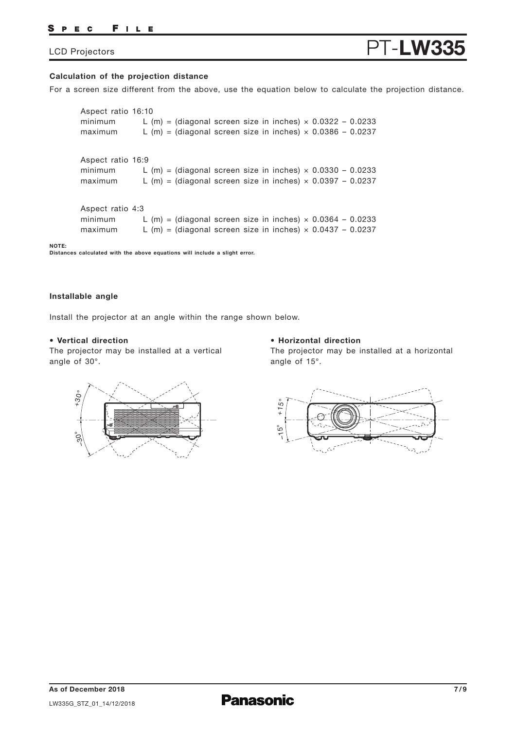### Calculation of the projection distance

For a screen size different from the above, use the equation below to calculate the projection distance.

Aspect ratio 16:10

minimum $L\ (m) = (\text{diagonal screen size in inches}) \times 0.0322 - 0.0233$

maximum $L\ (m) = (\text{diagonal screen size in inches}) \times 0.0386 - 0.0237$

Aspect ratio 16:9

minimum $L\ (m) = (\text{diagonal screen size in inches}) \times 0.0330 - 0.0233$

maximum $L\ (m) = (\text{diagonal screen size in inches}) \times 0.0397 - 0.0237$

Aspect ratio 4:3

minimum $L\ (m) = (\text{diagonal screen size in inches}) \times 0.0364 - 0.0233$

maximum $L\ (m) = (\text{diagonal screen size in inches}) \times 0.0437 - 0.0237$

**NOTE:**
**Distances calculated with the above equations will include a slight error.**

### Installable angle

Install the projector at an angle within the range shown below.

**• Vertical direction**

The projector may be installed at a vertical angle of 30°.

+30°
–30°

**• Horizontal direction**

The projector may be installed at a horizontal angle of 15°.

+15°
–15°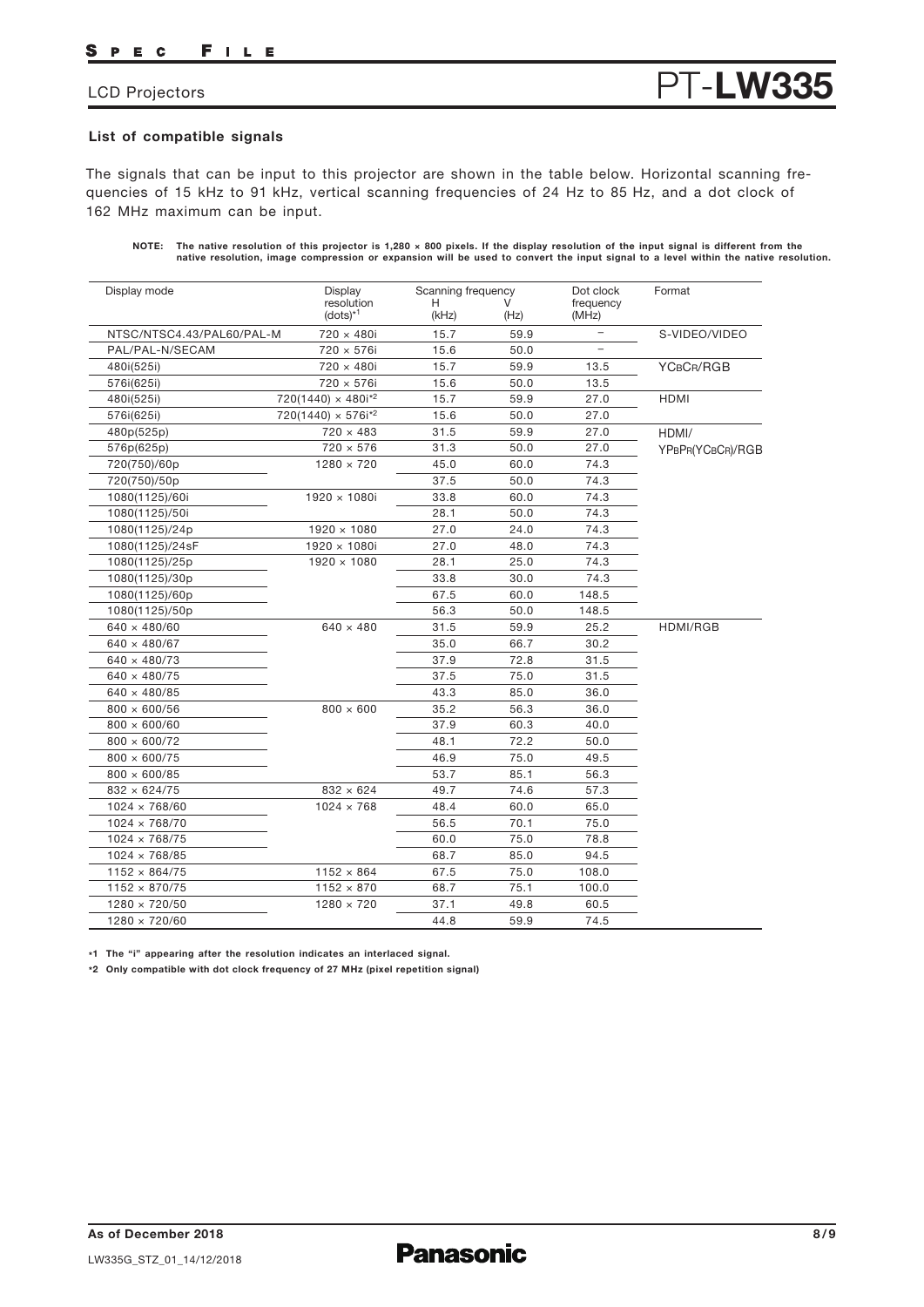### List of compatible signals

The signals that can be input to this projector are shown in the table below. Horizontal scanning frequencies of 15 kHz to 91 kHz, vertical scanning frequencies of 24 Hz to 85 Hz, and a dot clock of 162 MHz maximum can be input.

**NOTE: The native resolution of this projector is 1,280 × 800 pixels. If the display resolution of the input signal is different from the native resolution, image compression or expansion will be used to convert the input signal to a level within the native resolution.**

| Display mode | Display resolution (dots)[*1] | Scanning frequency H (kHz) | Scanning frequency V (Hz) | Dot clock frequency (MHz) | Format |
|---|---|---|---|---|---|
| NTSC/NTSC4.43/PAL60/PAL-M | 720 × 480i | 15.7 | 59.9 | – | S-VIDEO/VIDEO |
| PAL/PAL-N/SECAM | 720 × 576i | 15.6 | 50.0 | – | |
| 480i(525i) | 720 × 480i | 15.7 | 59.9 | 13.5 | YCBCR/RGB |
| 576i(625i) | 720 × 576i | 15.6 | 50.0 | 13.5 | |
| 480i(525i) | 720(1440) × 480i[*2] | 15.7 | 59.9 | 27.0 | HDMI |
| 576i(625i) | 720(1440) × 576i[*2] | 15.6 | 50.0 | 27.0 | |
| 480p(525p) | 720 × 483 | 31.5 | 59.9 | 27.0 | HDMI/ YPBPR(YCBCR)/RGB |
| 576p(625p) | 720 × 576 | 31.3 | 50.0 | 27.0 | |
| 720(750)/60p | 1280 × 720 | 45.0 | 60.0 | 74.3 | |
| 720(750)/50p | | 37.5 | 50.0 | 74.3 | |
| 1080(1125)/60i | 1920 × 1080i | 33.8 | 60.0 | 74.3 | |
| 1080(1125)/50i | | 28.1 | 50.0 | 74.3 | |
| 1080(1125)/24p | 1920 × 1080 | 27.0 | 24.0 | 74.3 | |
| 1080(1125)/24sF | 1920 × 1080i | 27.0 | 48.0 | 74.3 | |
| 1080(1125)/25p | 1920 × 1080 | 28.1 | 25.0 | 74.3 | |
| 1080(1125)/30p | | 33.8 | 30.0 | 74.3 | |
| 1080(1125)/60p | | 67.5 | 60.0 | 148.5 | |
| 1080(1125)/50p | | 56.3 | 50.0 | 148.5 | |
| 640 × 480/60 | 640 × 480 | 31.5 | 59.9 | 25.2 | HDMI/RGB |
| 640 × 480/67 | | 35.0 | 66.7 | 30.2 | |
| 640 × 480/73 | | 37.9 | 72.8 | 31.5 | |
| 640 × 480/75 | | 37.5 | 75.0 | 31.5 | |
| 640 × 480/85 | | 43.3 | 85.0 | 36.0 | |
| 800 × 600/56 | 800 × 600 | 35.2 | 56.3 | 36.0 | |
| 800 × 600/60 | | 37.9 | 60.3 | 40.0 | |
| 800 × 600/72 | | 48.1 | 72.2 | 50.0 | |
| 800 × 600/75 | | 46.9 | 75.0 | 49.5 | |
| 800 × 600/85 | | 53.7 | 85.1 | 56.3 | |
| 832 × 624/75 | 832 × 624 | 49.7 | 74.6 | 57.3 | |
| 1024 × 768/60 | 1024 × 768 | 48.4 | 60.0 | 65.0 | |
| 1024 × 768/70 | | 56.5 | 70.1 | 75.0 | |
| 1024 × 768/75 | | 60.0 | 75.0 | 78.8 | |
| 1024 × 768/85 | | 68.7 | 85.0 | 94.5 | |
| 1152 × 864/75 | 1152 × 864 | 67.5 | 75.0 | 108.0 | |
| 1152 × 870/75 | 1152 × 870 | 68.7 | 75.1 | 100.0 | |
| 1280 × 720/50 | 1280 × 720 | 37.1 | 49.8 | 60.5 | |
| 1280 × 720/60 | | 44.8 | 59.9 | 74.5 | |

**\*1 The "i" appearing after the resolution indicates an interlaced signal.**

**\*2 Only compatible with dot clock frequency of 27 MHz (pixel repetition signal)**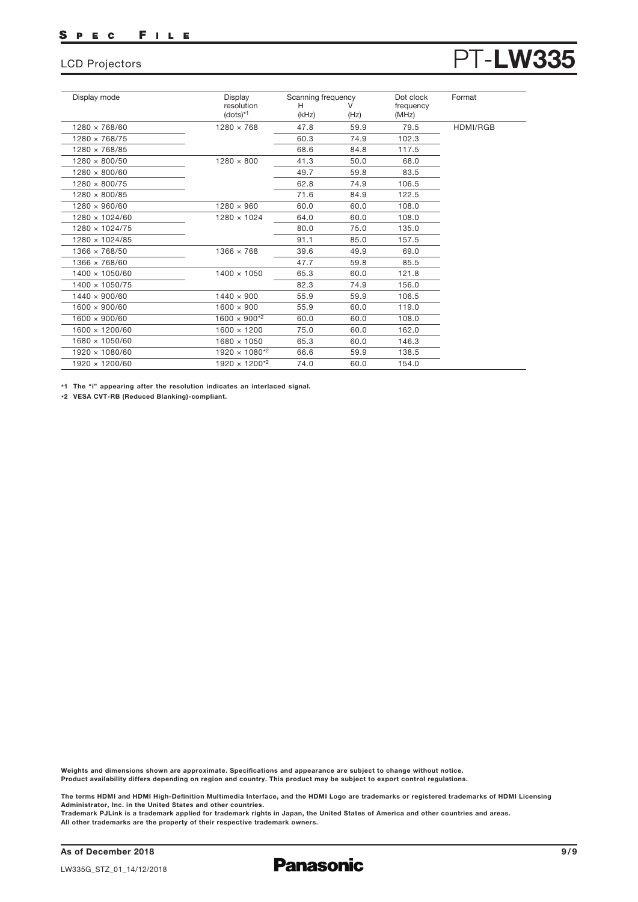| Display mode | Display resolution (dots)[*1] | Scanning frequency H (kHz) | Scanning frequency V (Hz) | Dot clock frequency (MHz) | Format |
|---|---|---|---|---|---|
| 1280 × 768/60 | 1280 × 768 | 47.8 | 59.9 | 79.5 | HDMI/RGB |
| 1280 × 768/75 | | 60.3 | 74.9 | 102.3 | |
| 1280 × 768/85 | | 68.6 | 84.8 | 117.5 | |
| 1280 × 800/50 | 1280 × 800 | 41.3 | 50.0 | 68.0 | |
| 1280 × 800/60 | | 49.7 | 59.8 | 83.5 | |
| 1280 × 800/75 | | 62.8 | 74.9 | 106.5 | |
| 1280 × 800/85 | | 71.6 | 84.9 | 122.5 | |
| 1280 × 960/60 | 1280 × 960 | 60.0 | 60.0 | 108.0 | |
| 1280 × 1024/60 | 1280 × 1024 | 64.0 | 60.0 | 108.0 | |
| 1280 × 1024/75 | | 80.0 | 75.0 | 135.0 | |
| 1280 × 1024/85 | | 91.1 | 85.0 | 157.5 | |
| 1366 × 768/50 | 1366 × 768 | 39.6 | 49.9 | 69.0 | |
| 1366 × 768/60 | | 47.7 | 59.8 | 85.5 | |
| 1400 × 1050/60 | 1400 × 1050 | 65.3 | 60.0 | 121.8 | |
| 1400 × 1050/75 | | 82.3 | 74.9 | 156.0 | |
| 1440 × 900/60 | 1440 × 900 | 55.9 | 59.9 | 106.5 | |
| 1600 × 900/60 | 1600 × 900 | 55.9 | 60.0 | 119.0 | |
| 1600 × 900/60 | 1600 × 900[*2] | 60.0 | 60.0 | 108.0 | |
| 1600 × 1200/60 | 1600 × 1200 | 75.0 | 60.0 | 162.0 | |
| 1680 × 1050/60 | 1680 × 1050 | 65.3 | 60.0 | 146.3 | |
| 1920 × 1080/60 | 1920 × 1080[*2] | 66.6 | 59.9 | 138.5 | |
| 1920 × 1200/60 | 1920 × 1200[*2] | 74.0 | 60.0 | 154.0 | |

**\*1 The "i" appearing after the resolution indicates an interlaced signal.**

**\*2 VESA CVT-RB (Reduced Blanking)-compliant.**

**Weights and dimensions shown are approximate. Specifications and appearance are subject to change without notice.**
**Product availability differs depending on region and country. This product may be subject to export control regulations.**

**The terms HDMI and HDMI High-Definition Multimedia Interface, and the HDMI Logo are trademarks or registered trademarks of HDMI Licensing Administrator, Inc. in the United States and other countries.**
**Trademark PJLink is a trademark applied for trademark rights in Japan, the United States of America and other countries and areas.**
**All other trademarks are the property of their respective trademark owners.**

**As of December 2018**

LW335G_STZ_01_14/12/2018

Panasonic